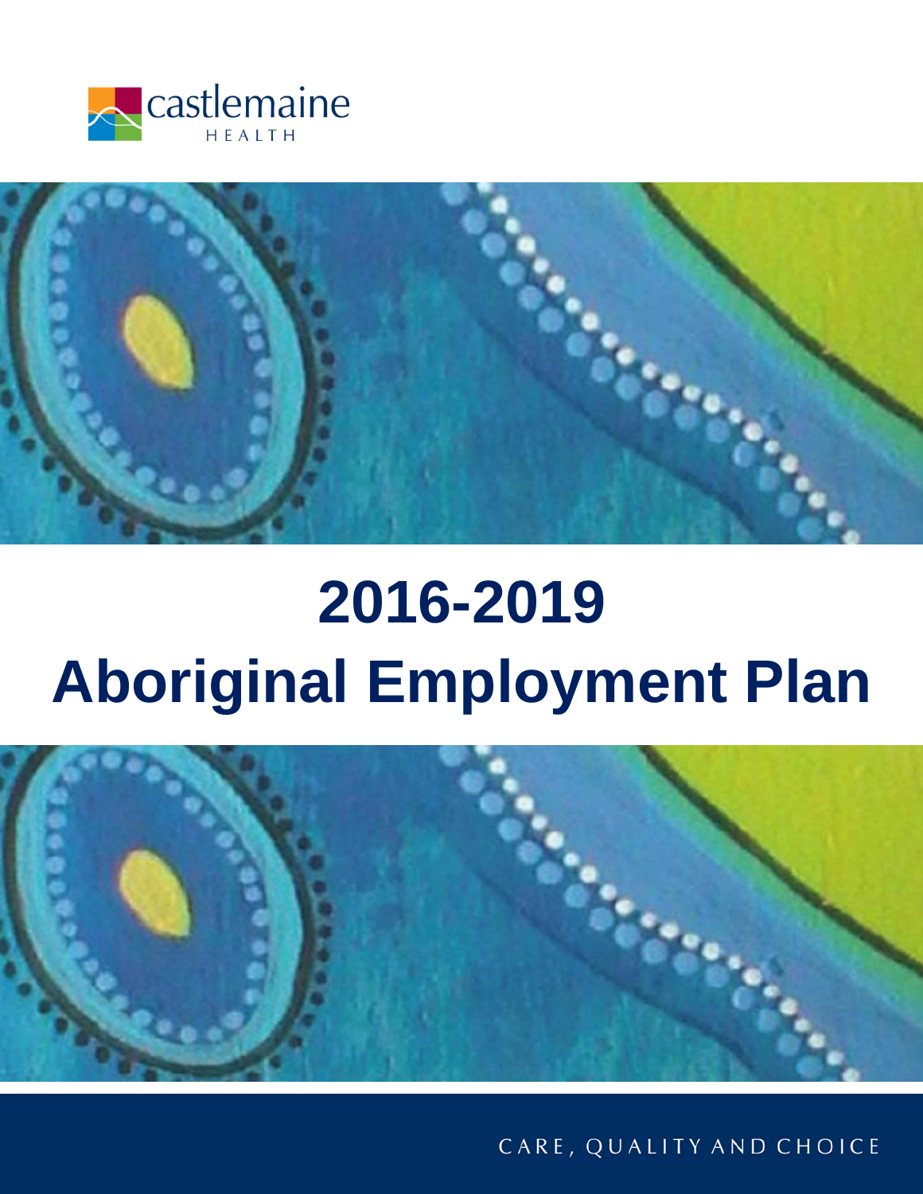castlemaine HEALTH

# 2016-2019 Aboriginal Employment Plan

CARE, QUALITY AND CHOICE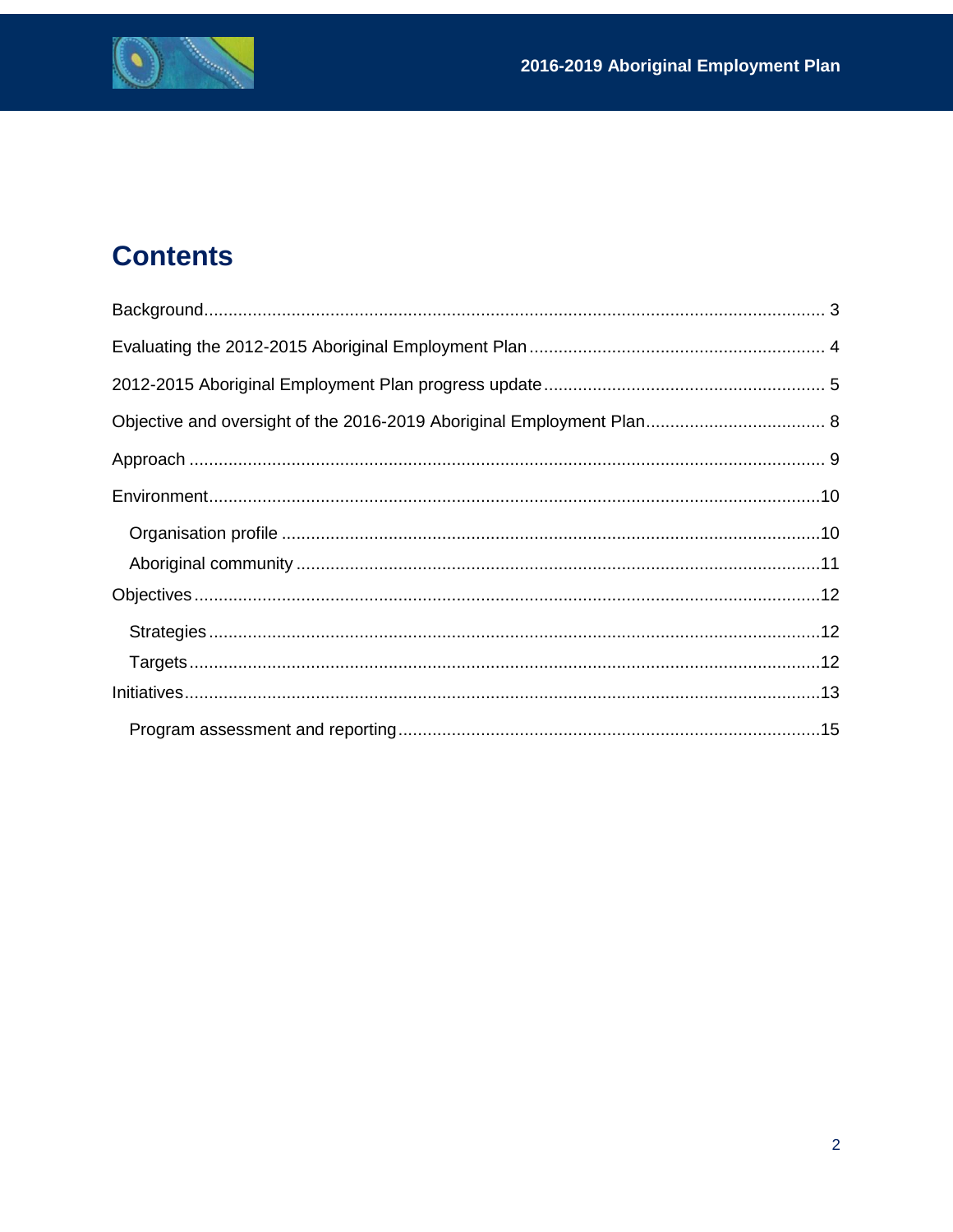# Contents

Background ............................................................................................................................ 3

Evaluating the 2012-2015 Aboriginal Employment Plan ........................................................... 4

2012-2015 Aboriginal Employment Plan progress update ......................................................... 5

Objective and oversight of the 2016-2019 Aboriginal Employment Plan .................................... 8

Approach ................................................................................................................................ 9

Environment ...........................................................................................................................10

- Organisation profile ...........................................................................................................10
- Aboriginal community .......................................................................................................11

Objectives ..............................................................................................................................12

- Strategies ..........................................................................................................................12
- Targets ...............................................................................................................................12

Initiatives ................................................................................................................................13

- Program assessment and reporting ..................................................................................15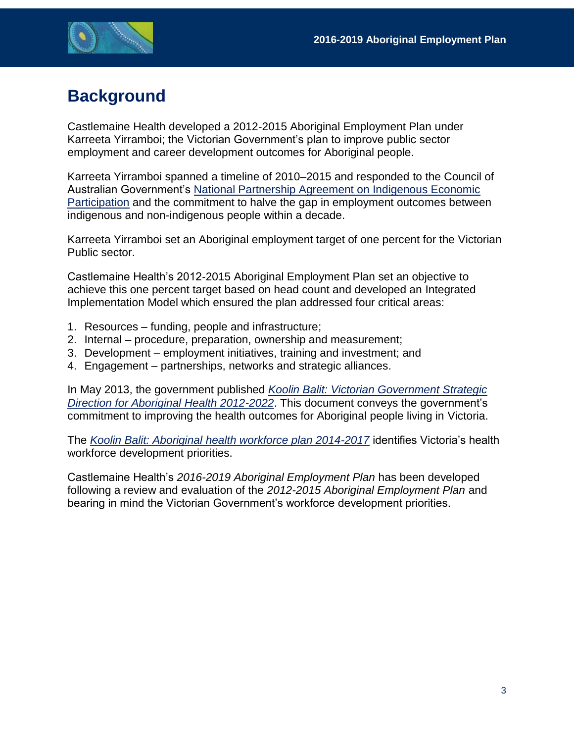# Background

Castlemaine Health developed a 2012-2015 Aboriginal Employment Plan under Karreeta Yirramboi; the Victorian Government's plan to improve public sector employment and career development outcomes for Aboriginal people.

Karreeta Yirramboi spanned a timeline of 2010–2015 and responded to the Council of Australian Government's [National Partnership Agreement on Indigenous Economic Participation]() and the commitment to halve the gap in employment outcomes between indigenous and non-indigenous people within a decade.

Karreeta Yirramboi set an Aboriginal employment target of one percent for the Victorian Public sector.

Castlemaine Health's 2012-2015 Aboriginal Employment Plan set an objective to achieve this one percent target based on head count and developed an Integrated Implementation Model which ensured the plan addressed four critical areas:

1. Resources – funding, people and infrastructure;
2. Internal – procedure, preparation, ownership and measurement;
3. Development – employment initiatives, training and investment; and
4. Engagement – partnerships, networks and strategic alliances.

In May 2013, the government published *Koolin Balit: Victorian Government Strategic Direction for Aboriginal Health 2012-2022*. This document conveys the government's commitment to improving the health outcomes for Aboriginal people living in Victoria.

The *Koolin Balit: Aboriginal health workforce plan 2014-2017* identifies Victoria's health workforce development priorities.

Castlemaine Health's *2016-2019 Aboriginal Employment Plan* has been developed following a review and evaluation of the *2012-2015 Aboriginal Employment Plan* and bearing in mind the Victorian Government's workforce development priorities.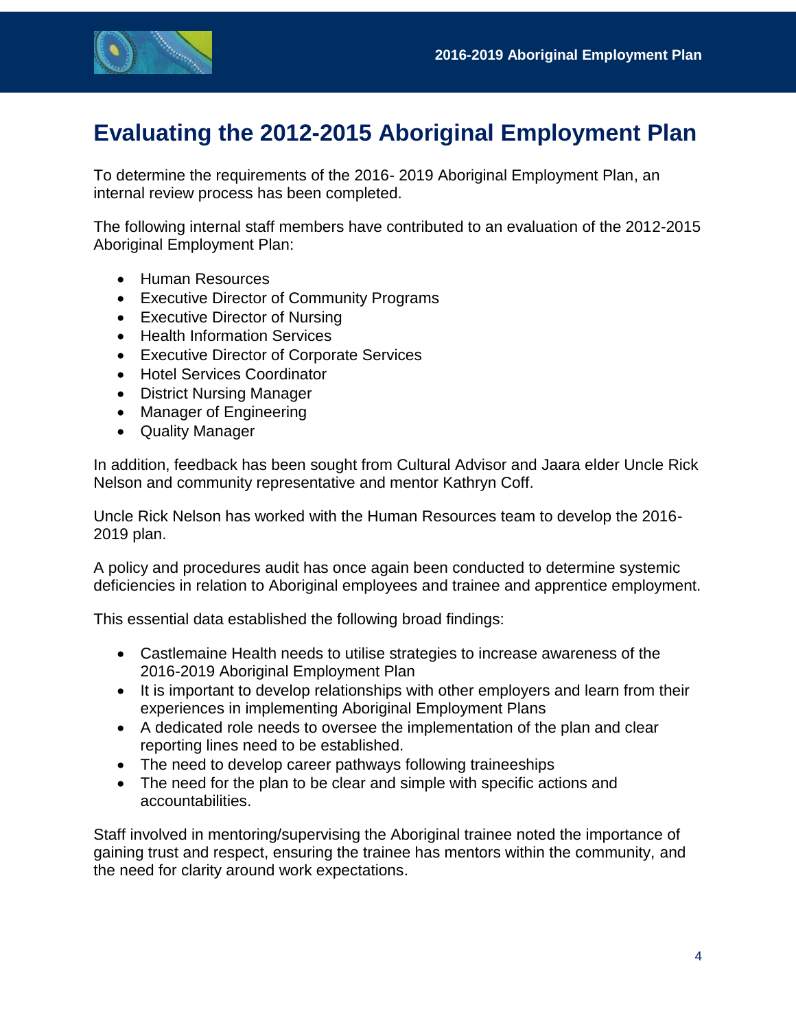# Evaluating the 2012-2015 Aboriginal Employment Plan

To determine the requirements of the 2016- 2019 Aboriginal Employment Plan, an internal review process has been completed.

The following internal staff members have contributed to an evaluation of the 2012-2015 Aboriginal Employment Plan:

- Human Resources
- Executive Director of Community Programs
- Executive Director of Nursing
- Health Information Services
- Executive Director of Corporate Services
- Hotel Services Coordinator
- District Nursing Manager
- Manager of Engineering
- Quality Manager

In addition, feedback has been sought from Cultural Advisor and Jaara elder Uncle Rick Nelson and community representative and mentor Kathryn Coff.

Uncle Rick Nelson has worked with the Human Resources team to develop the 2016-2019 plan.

A policy and procedures audit has once again been conducted to determine systemic deficiencies in relation to Aboriginal employees and trainee and apprentice employment.

This essential data established the following broad findings:

- Castlemaine Health needs to utilise strategies to increase awareness of the 2016-2019 Aboriginal Employment Plan
- It is important to develop relationships with other employers and learn from their experiences in implementing Aboriginal Employment Plans
- A dedicated role needs to oversee the implementation of the plan and clear reporting lines need to be established.
- The need to develop career pathways following traineeships
- The need for the plan to be clear and simple with specific actions and accountabilities.

Staff involved in mentoring/supervising the Aboriginal trainee noted the importance of gaining trust and respect, ensuring the trainee has mentors within the community, and the need for clarity around work expectations.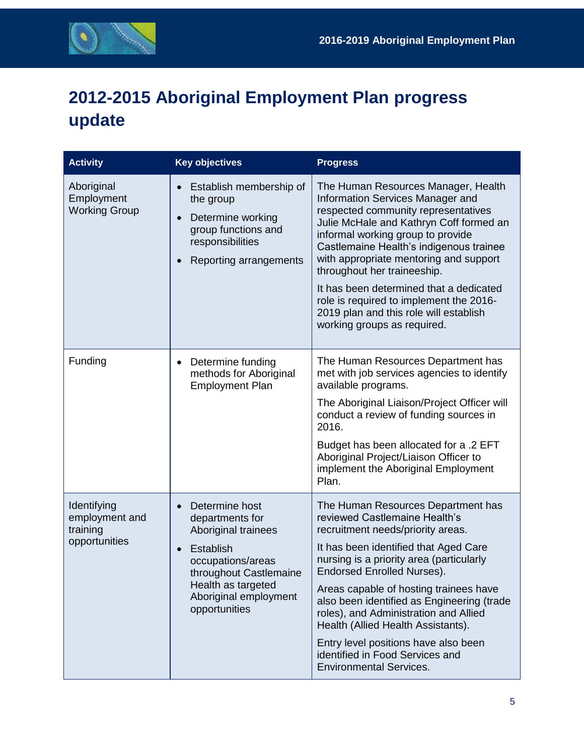# 2012-2015 Aboriginal Employment Plan progress update

| Activity | Key objectives | Progress |
|---|---|---|
| Aboriginal Employment Working Group | • Establish membership of the group<br>• Determine working group functions and responsibilities<br>• Reporting arrangements | The Human Resources Manager, Health Information Services Manager and respected community representatives Julie McHale and Kathryn Coff formed an informal working group to provide Castlemaine Health's indigenous trainee with appropriate mentoring and support throughout her traineeship.<br><br>It has been determined that a dedicated role is required to implement the 2016-2019 plan and this role will establish working groups as required. |
| Funding | • Determine funding methods for Aboriginal Employment Plan | The Human Resources Department has met with job services agencies to identify available programs.<br><br>The Aboriginal Liaison/Project Officer will conduct a review of funding sources in 2016.<br><br>Budget has been allocated for a .2 EFT Aboriginal Project/Liaison Officer to implement the Aboriginal Employment Plan. |
| Identifying employment and training opportunities | • Determine host departments for Aboriginal trainees<br>• Establish occupations/areas throughout Castlemaine Health as targeted Aboriginal employment opportunities | The Human Resources Department has reviewed Castlemaine Health's recruitment needs/priority areas.<br><br>It has been identified that Aged Care nursing is a priority area (particularly Endorsed Enrolled Nurses).<br><br>Areas capable of hosting trainees have also been identified as Engineering (trade roles), and Administration and Allied Health (Allied Health Assistants).<br><br>Entry level positions have also been identified in Food Services and Environmental Services. |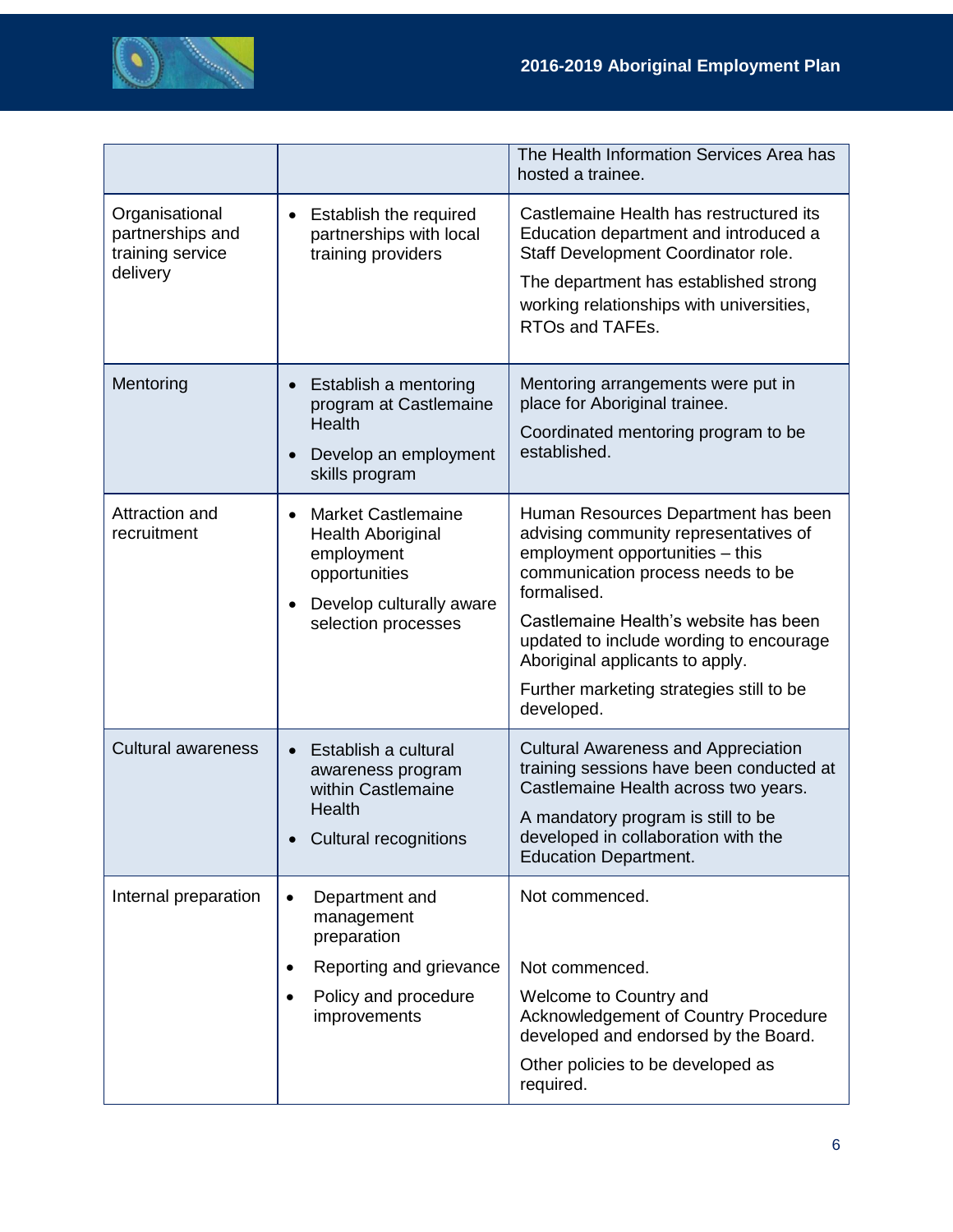| | | |
|---|---|---|
| | | The Health Information Services Area has hosted a trainee. |
| Organisational partnerships and training service delivery | • Establish the required partnerships with local training providers | Castlemaine Health has restructured its Education department and introduced a Staff Development Coordinator role.<br><br>The department has established strong working relationships with universities, RTOs and TAFEs. |
| Mentoring | • Establish a mentoring program at Castlemaine Health<br>• Develop an employment skills program | Mentoring arrangements were put in place for Aboriginal trainee.<br><br>Coordinated mentoring program to be established. |
| Attraction and recruitment | • Market Castlemaine Health Aboriginal employment opportunities<br>• Develop culturally aware selection processes | Human Resources Department has been advising community representatives of employment opportunities – this communication process needs to be formalised.<br><br>Castlemaine Health's website has been updated to include wording to encourage Aboriginal applicants to apply.<br><br>Further marketing strategies still to be developed. |
| Cultural awareness | • Establish a cultural awareness program within Castlemaine Health<br>• Cultural recognitions | Cultural Awareness and Appreciation training sessions have been conducted at Castlemaine Health across two years.<br><br>A mandatory program is still to be developed in collaboration with the Education Department. |
| Internal preparation | • Department and management preparation<br>• Reporting and grievance<br>• Policy and procedure improvements | Not commenced.<br><br>Not commenced.<br><br>Welcome to Country and Acknowledgement of Country Procedure developed and endorsed by the Board.<br><br>Other policies to be developed as required. |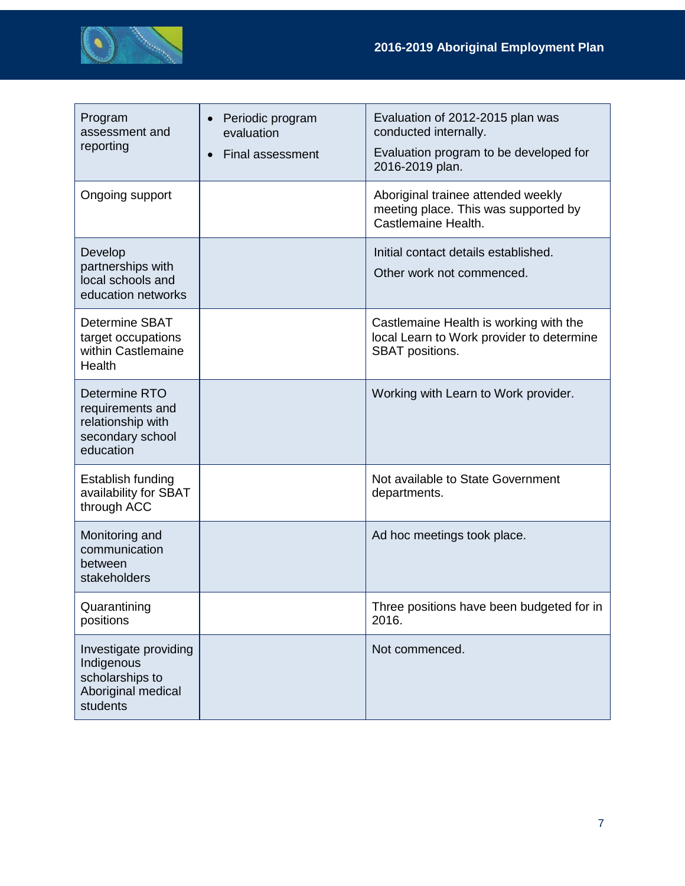| | | |
|---|---|---|
| Program assessment and reporting | • Periodic program evaluation<br>• Final assessment | Evaluation of 2012-2015 plan was conducted internally.<br>Evaluation program to be developed for 2016-2019 plan. |
| Ongoing support | | Aboriginal trainee attended weekly meeting place. This was supported by Castlemaine Health. |
| Develop partnerships with local schools and education networks | | Initial contact details established.<br>Other work not commenced. |
| Determine SBAT target occupations within Castlemaine Health | | Castlemaine Health is working with the local Learn to Work provider to determine SBAT positions. |
| Determine RTO requirements and relationship with secondary school education | | Working with Learn to Work provider. |
| Establish funding availability for SBAT through ACC | | Not available to State Government departments. |
| Monitoring and communication between stakeholders | | Ad hoc meetings took place. |
| Quarantining positions | | Three positions have been budgeted for in 2016. |
| Investigate providing Indigenous scholarships to Aboriginal medical students | | Not commenced. |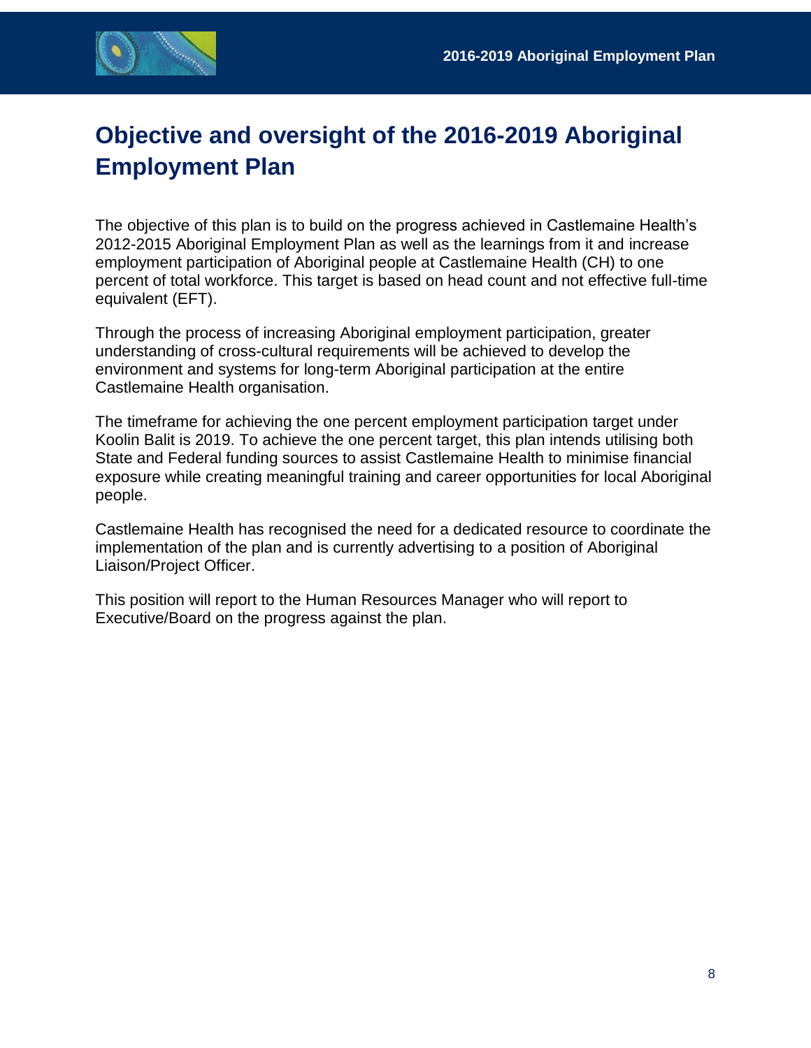# Objective and oversight of the 2016-2019 Aboriginal Employment Plan

The objective of this plan is to build on the progress achieved in Castlemaine Health's 2012-2015 Aboriginal Employment Plan as well as the learnings from it and increase employment participation of Aboriginal people at Castlemaine Health (CH) to one percent of total workforce. This target is based on head count and not effective full-time equivalent (EFT).

Through the process of increasing Aboriginal employment participation, greater understanding of cross-cultural requirements will be achieved to develop the environment and systems for long-term Aboriginal participation at the entire Castlemaine Health organisation.

The timeframe for achieving the one percent employment participation target under Koolin Balit is 2019. To achieve the one percent target, this plan intends utilising both State and Federal funding sources to assist Castlemaine Health to minimise financial exposure while creating meaningful training and career opportunities for local Aboriginal people.

Castlemaine Health has recognised the need for a dedicated resource to coordinate the implementation of the plan and is currently advertising to a position of Aboriginal Liaison/Project Officer.

This position will report to the Human Resources Manager who will report to Executive/Board on the progress against the plan.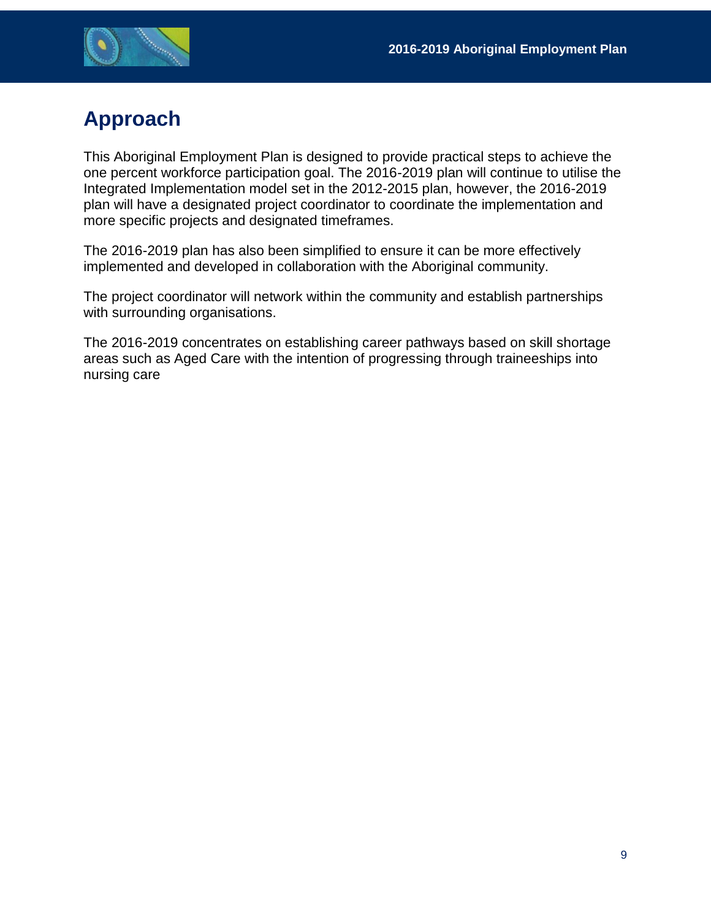# Approach

This Aboriginal Employment Plan is designed to provide practical steps to achieve the one percent workforce participation goal. The 2016-2019 plan will continue to utilise the Integrated Implementation model set in the 2012-2015 plan, however, the 2016-2019 plan will have a designated project coordinator to coordinate the implementation and more specific projects and designated timeframes.

The 2016-2019 plan has also been simplified to ensure it can be more effectively implemented and developed in collaboration with the Aboriginal community.

The project coordinator will network within the community and establish partnerships with surrounding organisations.

The 2016-2019 concentrates on establishing career pathways based on skill shortage areas such as Aged Care with the intention of progressing through traineeships into nursing care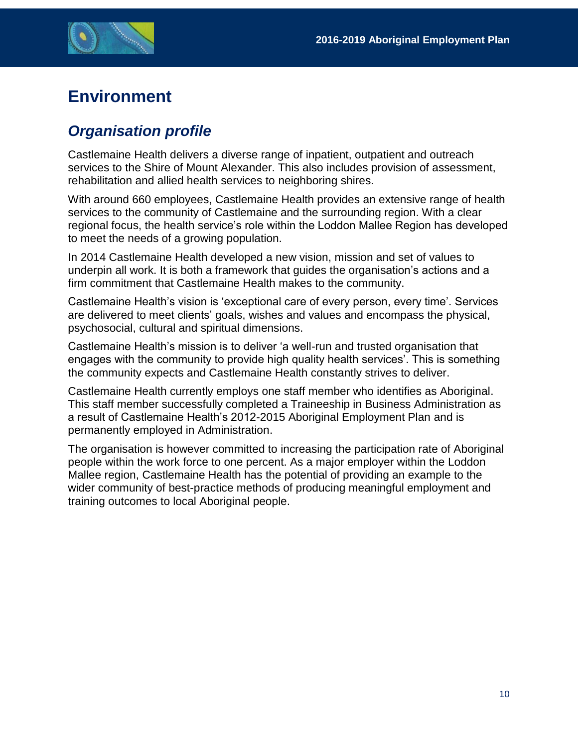# Environment

## *Organisation profile*

Castlemaine Health delivers a diverse range of inpatient, outpatient and outreach services to the Shire of Mount Alexander. This also includes provision of assessment, rehabilitation and allied health services to neighboring shires.

With around 660 employees, Castlemaine Health provides an extensive range of health services to the community of Castlemaine and the surrounding region. With a clear regional focus, the health service's role within the Loddon Mallee Region has developed to meet the needs of a growing population.

In 2014 Castlemaine Health developed a new vision, mission and set of values to underpin all work. It is both a framework that guides the organisation's actions and a firm commitment that Castlemaine Health makes to the community.

Castlemaine Health's vision is 'exceptional care of every person, every time'. Services are delivered to meet clients' goals, wishes and values and encompass the physical, psychosocial, cultural and spiritual dimensions.

Castlemaine Health's mission is to deliver 'a well-run and trusted organisation that engages with the community to provide high quality health services'. This is something the community expects and Castlemaine Health constantly strives to deliver.

Castlemaine Health currently employs one staff member who identifies as Aboriginal. This staff member successfully completed a Traineeship in Business Administration as a result of Castlemaine Health's 2012-2015 Aboriginal Employment Plan and is permanently employed in Administration.

The organisation is however committed to increasing the participation rate of Aboriginal people within the work force to one percent. As a major employer within the Loddon Mallee region, Castlemaine Health has the potential of providing an example to the wider community of best-practice methods of producing meaningful employment and training outcomes to local Aboriginal people.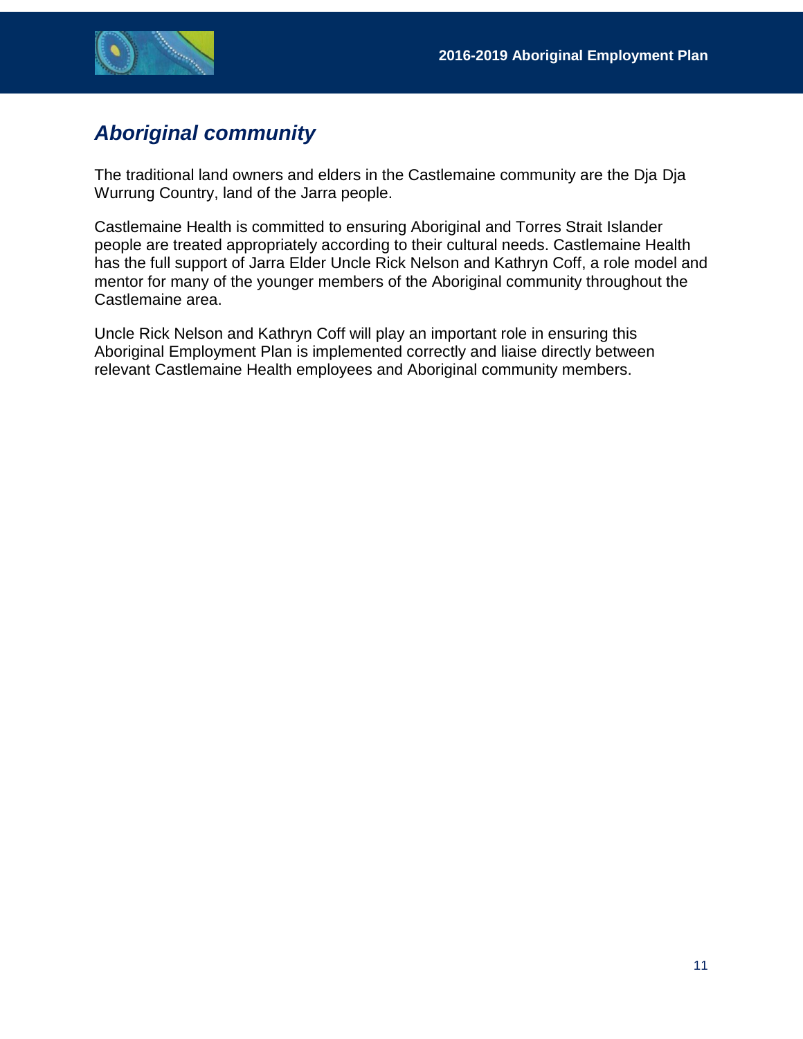## *Aboriginal community*

The traditional land owners and elders in the Castlemaine community are the Dja Dja Wurrung Country, land of the Jarra people.

Castlemaine Health is committed to ensuring Aboriginal and Torres Strait Islander people are treated appropriately according to their cultural needs. Castlemaine Health has the full support of Jarra Elder Uncle Rick Nelson and Kathryn Coff, a role model and mentor for many of the younger members of the Aboriginal community throughout the Castlemaine area.

Uncle Rick Nelson and Kathryn Coff will play an important role in ensuring this Aboriginal Employment Plan is implemented correctly and liaise directly between relevant Castlemaine Health employees and Aboriginal community members.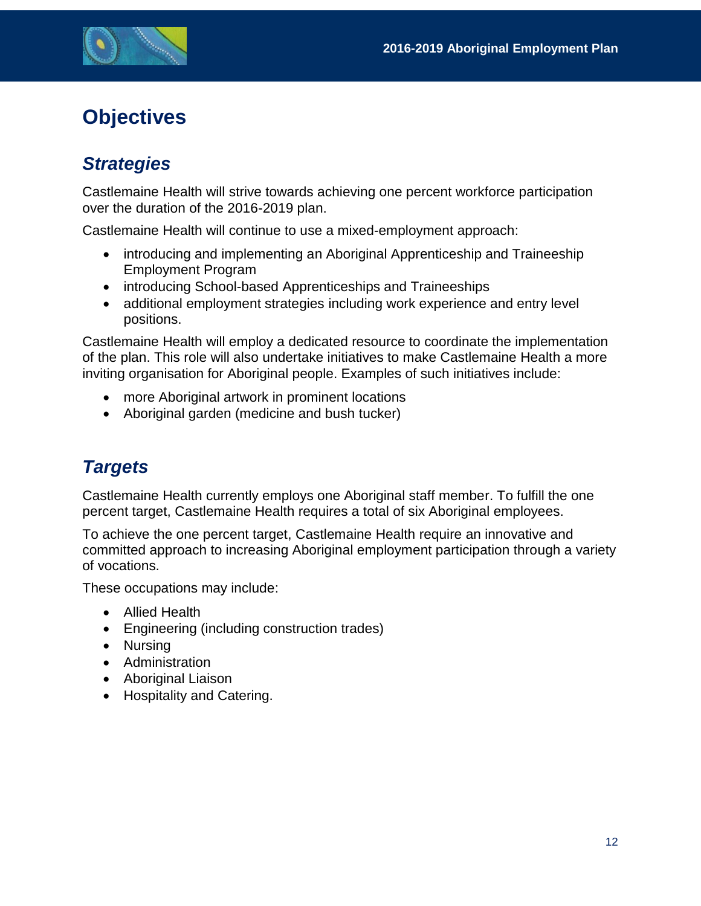# Objectives

## *Strategies*

Castlemaine Health will strive towards achieving one percent workforce participation over the duration of the 2016-2019 plan.

Castlemaine Health will continue to use a mixed-employment approach:

- introducing and implementing an Aboriginal Apprenticeship and Traineeship Employment Program
- introducing School-based Apprenticeships and Traineeships
- additional employment strategies including work experience and entry level positions.

Castlemaine Health will employ a dedicated resource to coordinate the implementation of the plan. This role will also undertake initiatives to make Castlemaine Health a more inviting organisation for Aboriginal people. Examples of such initiatives include:

- more Aboriginal artwork in prominent locations
- Aboriginal garden (medicine and bush tucker)

## *Targets*

Castlemaine Health currently employs one Aboriginal staff member. To fulfill the one percent target, Castlemaine Health requires a total of six Aboriginal employees.

To achieve the one percent target, Castlemaine Health require an innovative and committed approach to increasing Aboriginal employment participation through a variety of vocations.

These occupations may include:

- Allied Health
- Engineering (including construction trades)
- Nursing
- Administration
- Aboriginal Liaison
- Hospitality and Catering.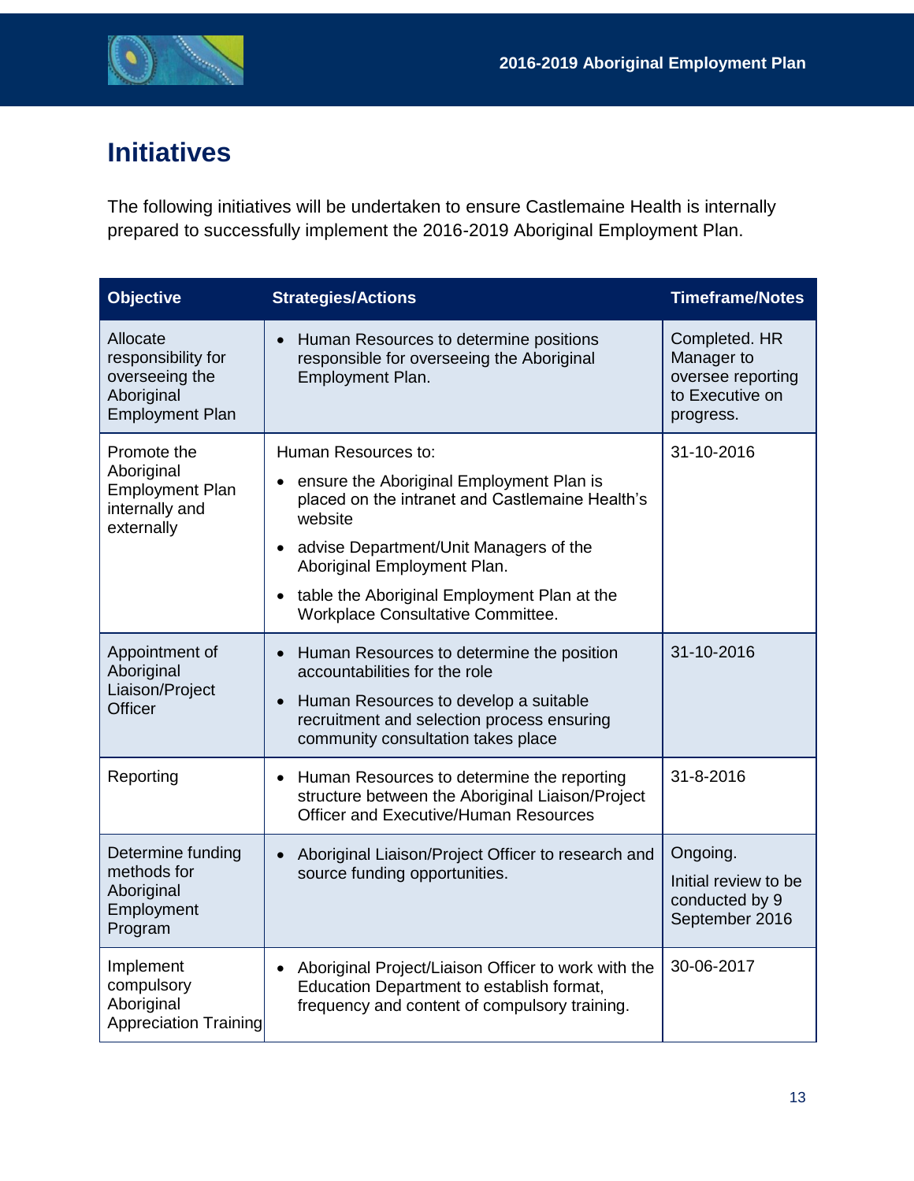# Initiatives

The following initiatives will be undertaken to ensure Castlemaine Health is internally prepared to successfully implement the 2016-2019 Aboriginal Employment Plan.

| Objective | Strategies/Actions | Timeframe/Notes |
|---|---|---|
| Allocate responsibility for overseeing the Aboriginal Employment Plan | • Human Resources to determine positions responsible for overseeing the Aboriginal Employment Plan. | Completed. HR Manager to oversee reporting to Executive on progress. |
| Promote the Aboriginal Employment Plan internally and externally | Human Resources to:<br>• ensure the Aboriginal Employment Plan is placed on the intranet and Castlemaine Health's website<br>• advise Department/Unit Managers of the Aboriginal Employment Plan.<br>• table the Aboriginal Employment Plan at the Workplace Consultative Committee. | 31-10-2016 |
| Appointment of Aboriginal Liaison/Project Officer | • Human Resources to determine the position accountabilities for the role<br>• Human Resources to develop a suitable recruitment and selection process ensuring community consultation takes place | 31-10-2016 |
| Reporting | • Human Resources to determine the reporting structure between the Aboriginal Liaison/Project Officer and Executive/Human Resources | 31-8-2016 |
| Determine funding methods for Aboriginal Employment Program | • Aboriginal Liaison/Project Officer to research and source funding opportunities. | Ongoing.<br>Initial review to be conducted by 9 September 2016 |
| Implement compulsory Aboriginal Appreciation Training | • Aboriginal Project/Liaison Officer to work with the Education Department to establish format, frequency and content of compulsory training. | 30-06-2017 |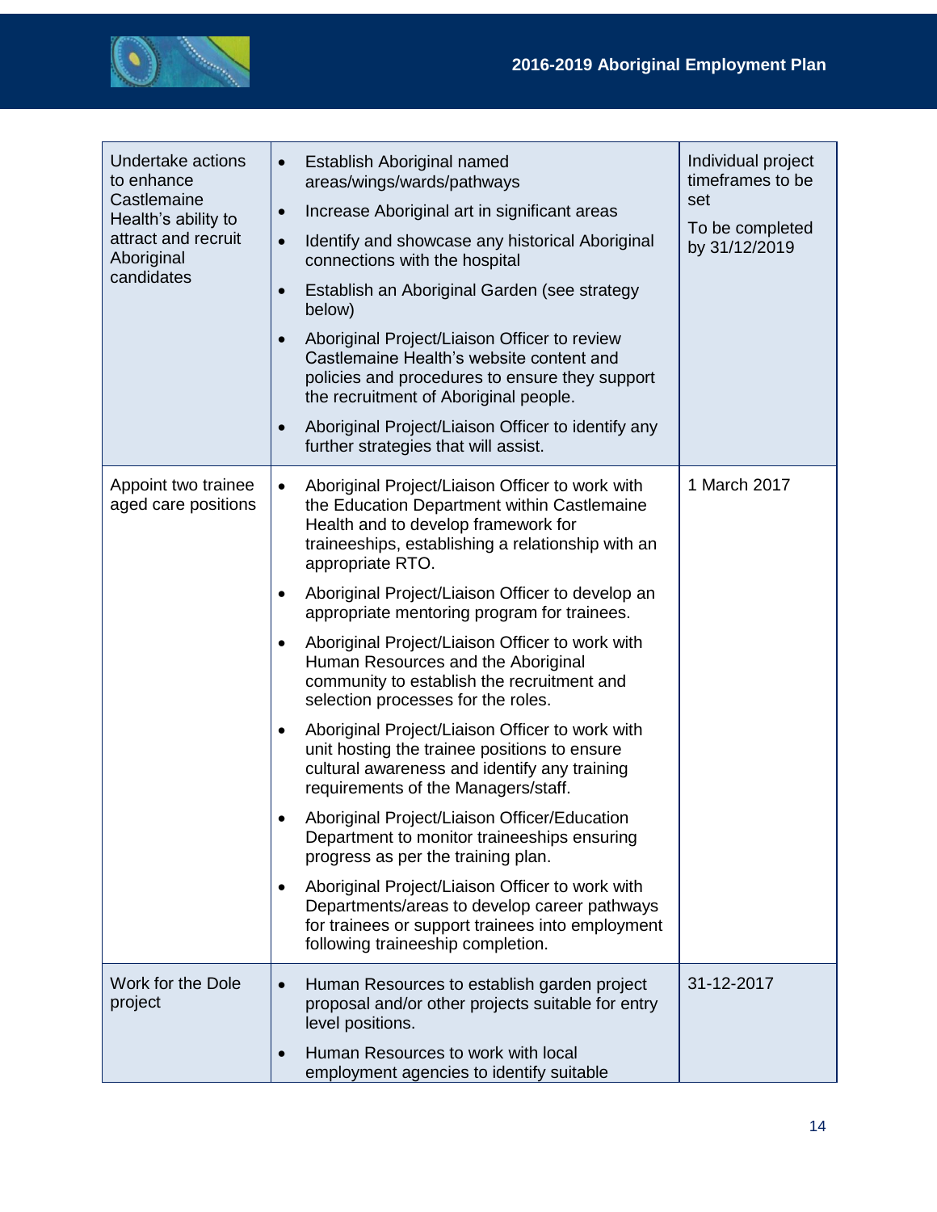| Undertake actions to enhance Castlemaine Health's ability to attract and recruit Aboriginal candidates | • Establish Aboriginal named areas/wings/wards/pathways<br>• Increase Aboriginal art in significant areas<br>• Identify and showcase any historical Aboriginal connections with the hospital<br>• Establish an Aboriginal Garden (see strategy below)<br>• Aboriginal Project/Liaison Officer to review Castlemaine Health's website content and policies and procedures to ensure they support the recruitment of Aboriginal people.<br>• Aboriginal Project/Liaison Officer to identify any further strategies that will assist. | Individual project timeframes to be set<br><br>To be completed by 31/12/2019 |
|---|---|---|
| Appoint two trainee aged care positions | • Aboriginal Project/Liaison Officer to work with the Education Department within Castlemaine Health and to develop framework for traineeships, establishing a relationship with an appropriate RTO.<br>• Aboriginal Project/Liaison Officer to develop an appropriate mentoring program for trainees.<br>• Aboriginal Project/Liaison Officer to work with Human Resources and the Aboriginal community to establish the recruitment and selection processes for the roles.<br>• Aboriginal Project/Liaison Officer to work with unit hosting the trainee positions to ensure cultural awareness and identify any training requirements of the Managers/staff.<br>• Aboriginal Project/Liaison Officer/Education Department to monitor traineeships ensuring progress as per the training plan.<br>• Aboriginal Project/Liaison Officer to work with Departments/areas to develop career pathways for trainees or support trainees into employment following traineeship completion. | 1 March 2017 |
| Work for the Dole project | • Human Resources to establish garden project proposal and/or other projects suitable for entry level positions.<br>• Human Resources to work with local employment agencies to identify suitable | 31-12-2017 |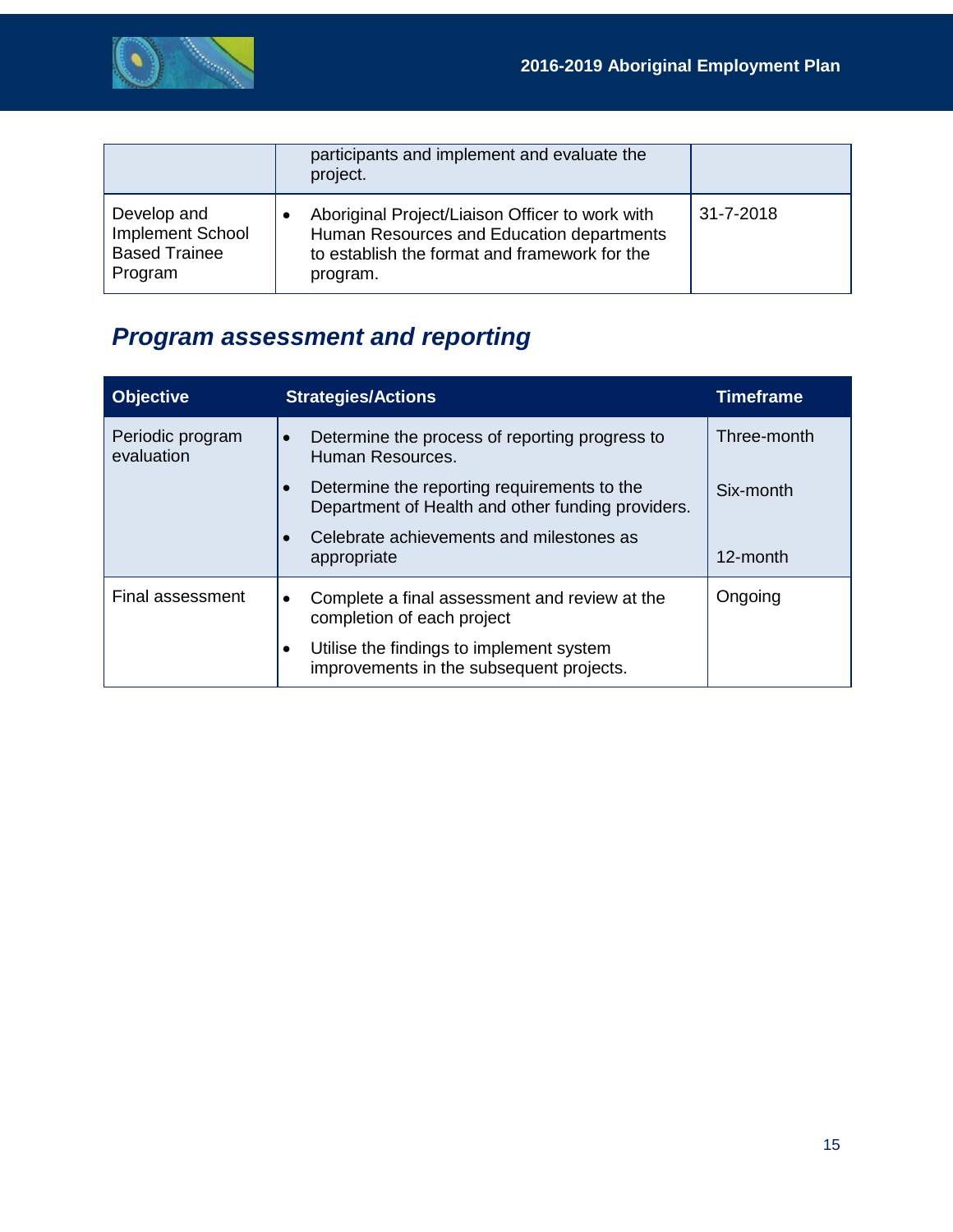| | | |
|---|---|---|
| | participants and implement and evaluate the project. | |
| Develop and Implement School Based Trainee Program | • Aboriginal Project/Liaison Officer to work with Human Resources and Education departments to establish the format and framework for the program. | 31-7-2018 |

## *Program assessment and reporting*

| Objective | Strategies/Actions | Timeframe |
|---|---|---|
| Periodic program evaluation | • Determine the process of reporting progress to Human Resources.<br>• Determine the reporting requirements to the Department of Health and other funding providers.<br>• Celebrate achievements and milestones as appropriate | Three-month<br>Six-month<br>12-month |
| Final assessment | • Complete a final assessment and review at the completion of each project<br>• Utilise the findings to implement system improvements in the subsequent projects. | Ongoing |